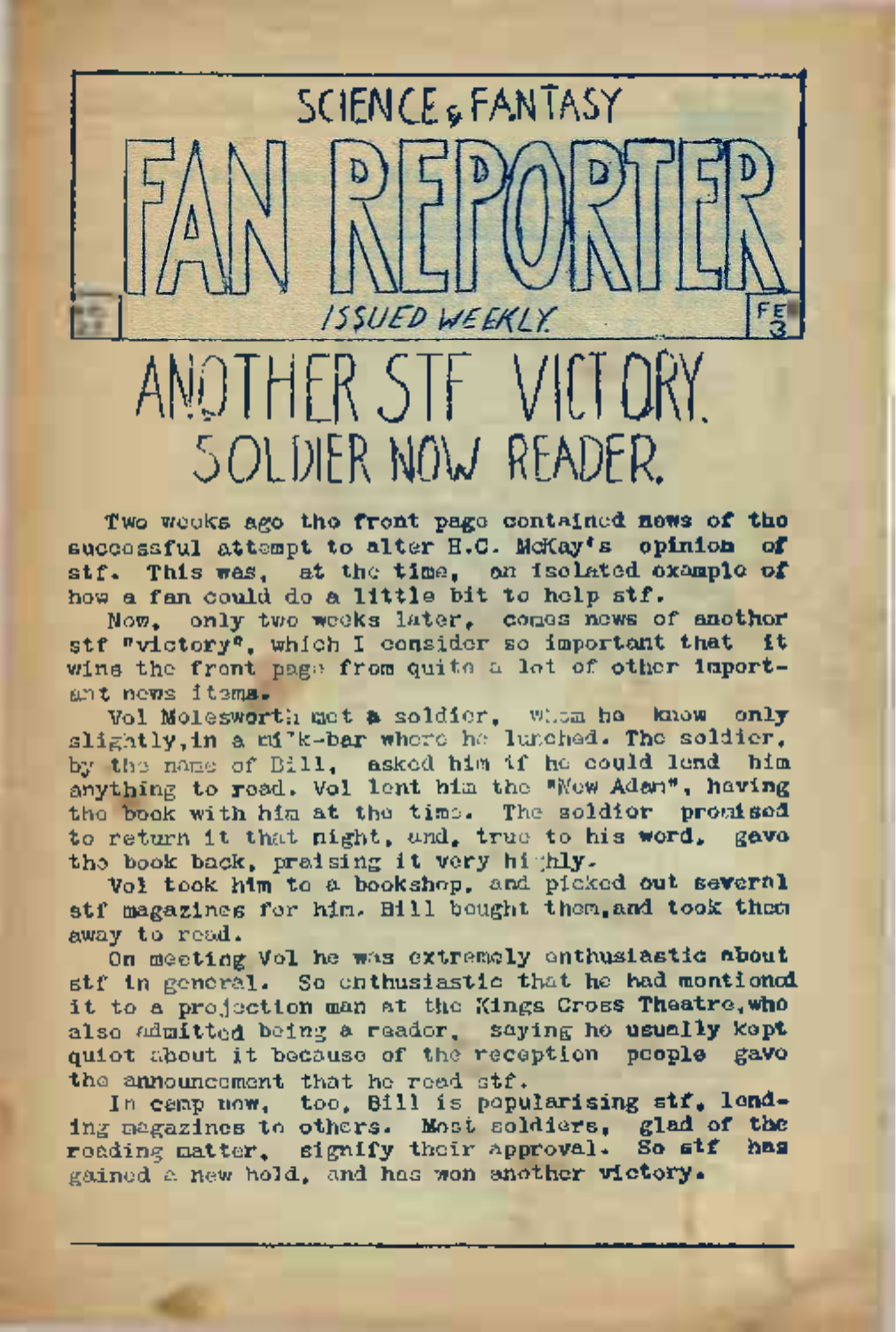SCIENCE & FANTASY

# FAN REPORTER

*ISSUED WEEKLY*

# ANOTHER STF VICTORY.
## SOLDIER NOW READER.

Two weeks ago the front page contained news of the successful attempt to alter H.C. McKay's opinion of stf. This was, at the time, an isolated example of how a fan could do a little bit to help stf.

Now, only two weeks later, comes news of another stf "victory", which I consider so important that it wins the front page from quite a lot of other important news items.

Vol Molesworth met a soldier, whom he knew only slightly, in a milk-bar where he lunched. The soldier, by the name of Bill, asked him if he could lend him anything to read. Vol lent him the "New Adam", having the book with him at the time. The soldier promised to return it that night, and, true to his word, gave the book back, praising it very highly.

Vol took him to a bookshop, and picked out several stf magazines for him. Bill bought them, and took them away to read.

On meeting Vol he was extremely enthusiastic about stf in general. So enthusiastic that he had mentioned it to a projection man at the Kings Cross Theatre, who also admitted being a reader, saying he usually kept quiet about it because of the reception people gave the announcement that he read stf.

In camp now, too, Bill is popularising stf, lending magazines to others. Most soldiers, glad of the reading matter, signify their approval. So stf has gained a new hold, and has won another victory.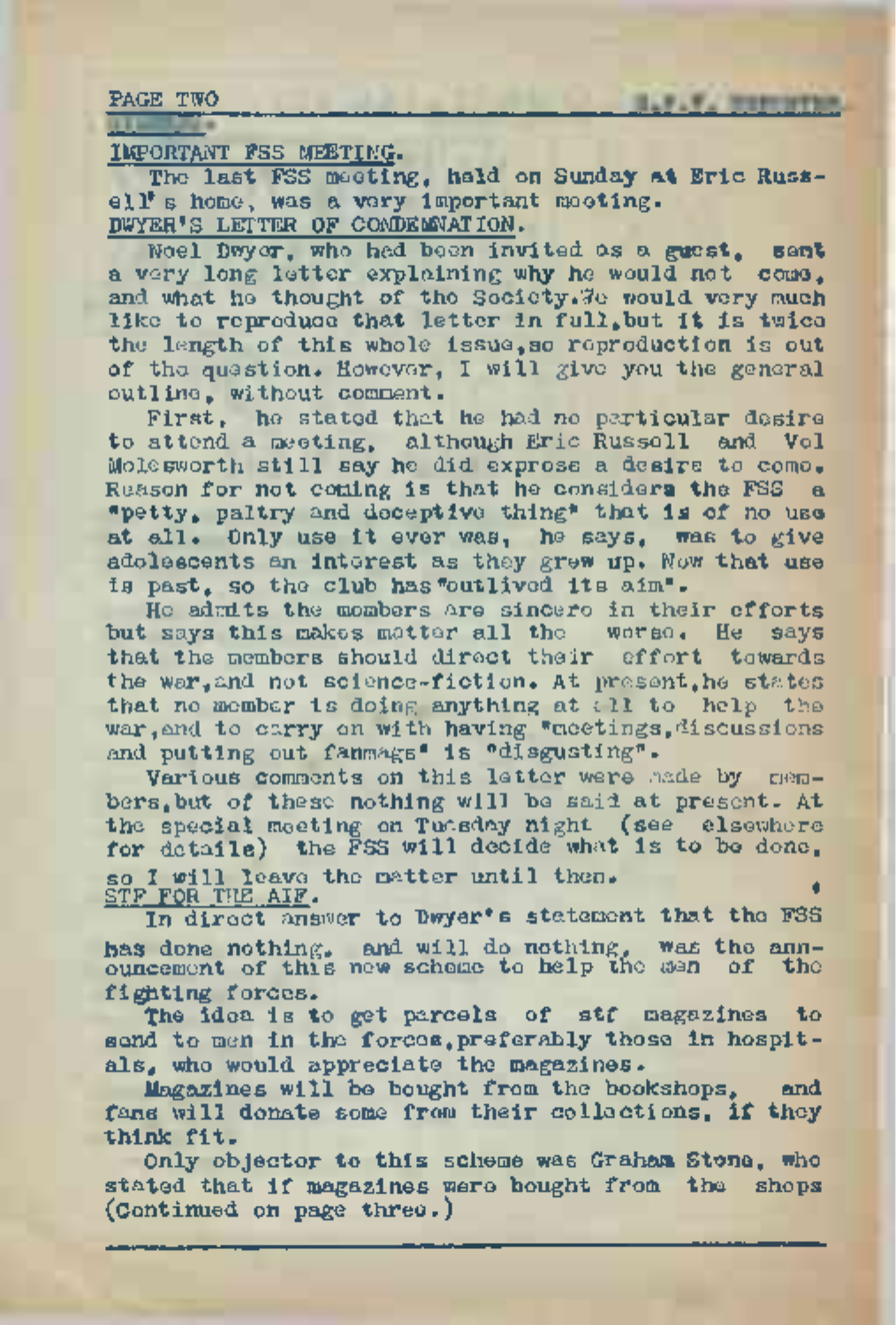## IMPORTANT FSS MEETING.

The last FSS meeting, held on Sunday at Eric Russell's home, was a very important meeting.

## DWYER'S LETTER OF CONDEMNATION.

Noel Dwyer, who had been invited as a guest, sent a very long letter explaining why he would not come, and what he thought of the Society. We would very much like to reproduce that letter in full, but it is twice the length of this whole issue, so reproduction is out of the question. However, I will give you the general outline, without comment.

First, he stated that he had no particular desire to attend a meeting, although Eric Russell and Vol Molesworth still say he did express a desire to come. Reason for not coming is that he considers the FSS a "petty, paltry and deceptive thing" that is of no use at all. Only use it ever was, he says, was to give adolescents an interest as they grew up. Now that use is past, so the club has "outlived its aim".

He admits the members are sincere in their efforts but says this makes matter all the worse. He says that the members should direct their effort towards the war, and not science-fiction. At present, he states that no member is doing anything at all to help the war, and to carry on with having "meetings, discussions and putting out fanmags" is "disgusting".

Various comments on this letter were made by members, but of these nothing will be said at present. At the special meeting on Tuesday night (see elsewhere for details) the FSS will decide what is to be done, so I will leave the matter until then.

## STF FOR THE AIF.

In direct answer to Dwyer's statement that the FSS has done nothing, and will do nothing, was the announcement of this new scheme to help the men of the fighting forces.

The idea is to get parcels of stf magazines to send to men in the forces, preferably those in hospitals, who would appreciate the magazines.

Magazines will be bought from the bookshops, and fans will donate some from their collections, if they think fit.

Only objector to this scheme was Graham Stone, who stated that if magazines were bought from the shops (Continued on page three.)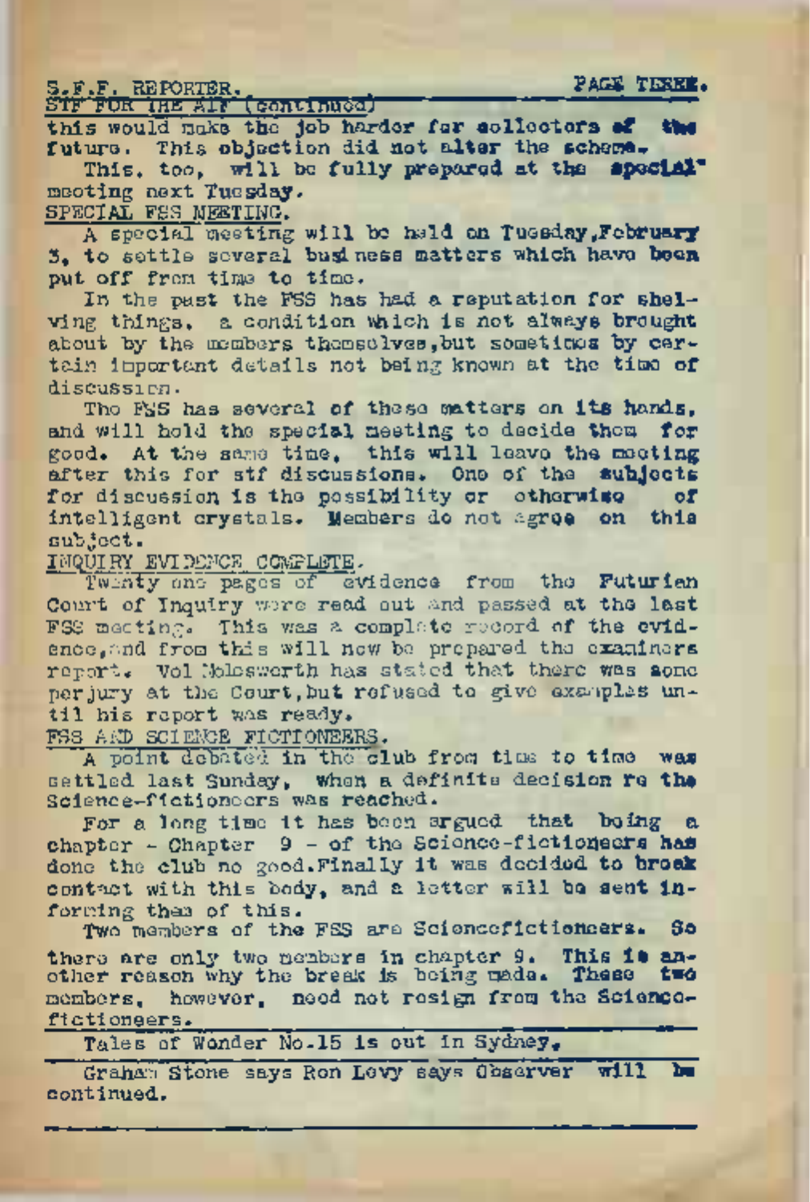**STF FOR THE AIF (continued)**

this would make the job harder for collectors of the future. This objection did not alter the scheme.

This, too, will be fully prepared at the special" meeting next Tuesday.

**SPECIAL FSS MEETING.**

A special meeting will be held on Tuesday, February 3, to settle several business matters which have been put off from time to time.

In the past the FSS has had a reputation for shelving things, a condition which is not always brought about by the members themselves, but sometimes by certain important details not being known at the time of discussion.

The FSS has several of these matters on its hands, and will hold the special meeting to decide them for good. At the same time, this will leave the meeting after this for stf discussions. One of the subjects for discussion is the possibility or otherwise of intelligent crystals. Members do not agree on this subject.

**INQUIRY EVIDENCE COMPLETE.**

Twenty one pages of evidence from the Futurian Court of Inquiry were read out and passed at the last FSS meeting. This was a complete record of the evidence, and from this will now be prepared the examiners report. Vol Molesworth has stated that there was some perjury at the Court, but refused to give examples until his report was ready.

**FSS AND SCIENCE FICTIONEERS.**

A point debated in the club from time to time was settled last Sunday, when a definite decision re the Science-fictioneers was reached.

For a long time it has been argued that being a chapter - Chapter 9 - of the Science-fictioneers has done the club no good. Finally it was decided to break contact with this body, and a letter will be sent informing them of this.

Two members of the FSS are Sciencefictioneers. So there are only two members in chapter 9. This is another reason why the break is being made. These two members, however, need not resign from the Science-fictioneers.

---

Tales of Wonder No.15 is out in Sydney.

---

Graham Stone says Ron Levy says Observer will be continued.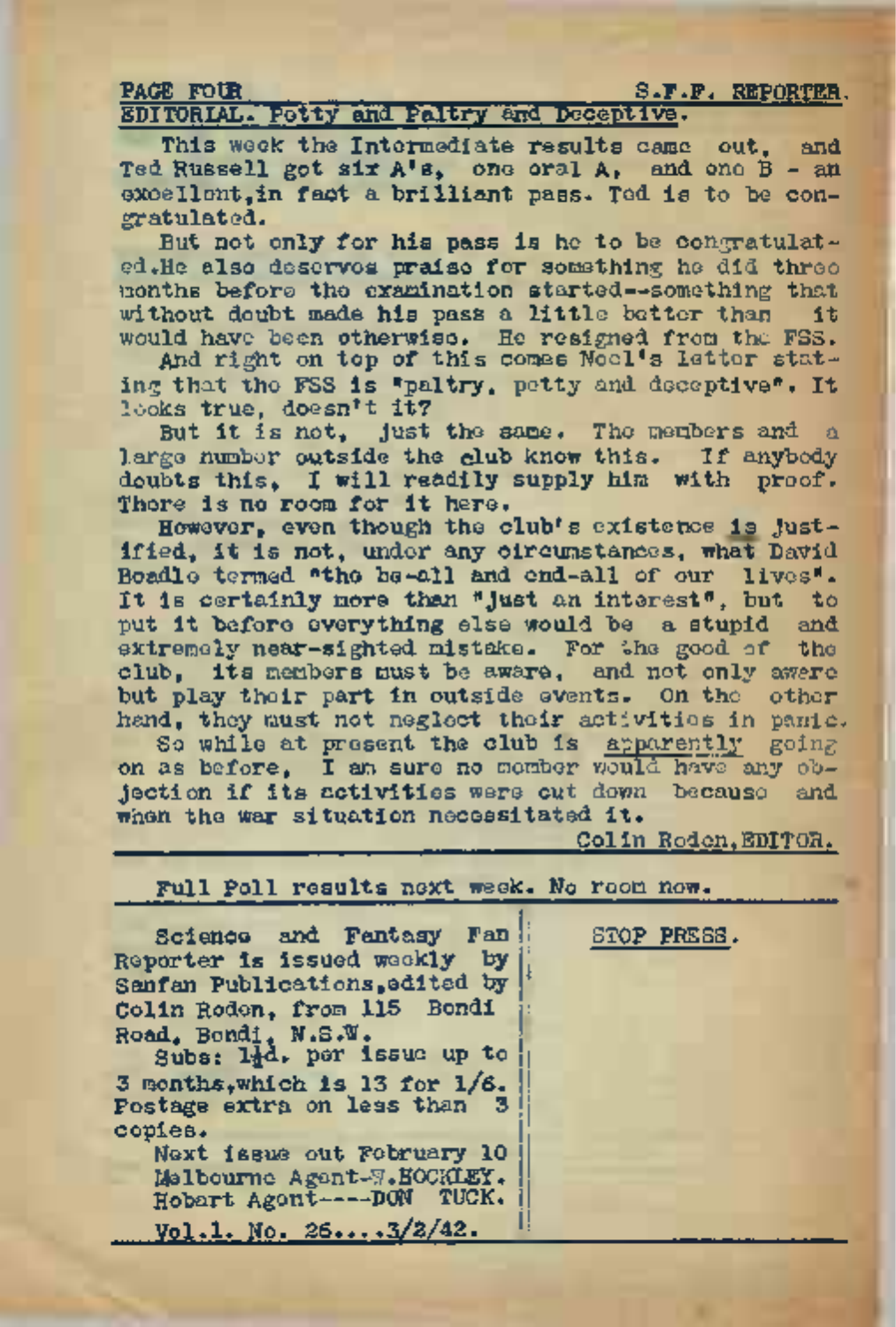## EDITORIAL. Potty and Paltry and Deceptive.

This week the Intermediate results came out, and Ted Russell got six A's, one oral A, and one B - an excellent,in fact a brilliant pass. Ted is to be congratulated.

But not only for his pass is he to be congratulated.He also deserves praise for something he did three months before the examination started--something that without doubt made his pass a little better than it would have been otherwise. He resigned from the FSS.

And right on top of this comes Noel's letter stating that the FSS is "paltry, petty and deceptive". It looks true, doesn't it?

But it is not, just the same. The members and a large number outside the club know this. If anybody doubts this, I will readily supply him with proof. There is no room for it here.

However, even though the club's existence is justified, it is not, under any circumstances, what David Boadle termed "the be-all and end-all of our lives". It is certainly more than "just an interest", but to put it before everything else would be a stupid and extremely near-sighted mistake. For the good of the club, its members must be aware, and not only aware but play their part in outside events. On the other hand, they must not neglect their activities in panic.

So while at present the club is apparently going on as before, I am sure no member would have any objection if its activities were cut down because and when the war situation necessitated it.

Colin Roden,EDITOR.

---

Full Poll results next week. No room now.

---

Science and Fantasy Fan Reporter is issued weekly by Sanfan Publications,edited by Colin Roden, from 115 Bondi Road, Bondi, N.S.W.

Subs: 1½d. per issue up to 3 months,which is 13 for 1/6. Postage extra on less than 3 copies.

Next issue out February 10

Melbourne Agent-W.HOCKLEY.

Hobart Agent----DON TUCK.

Vol.1. No. 26....3/2/42.

STOP PRESS.